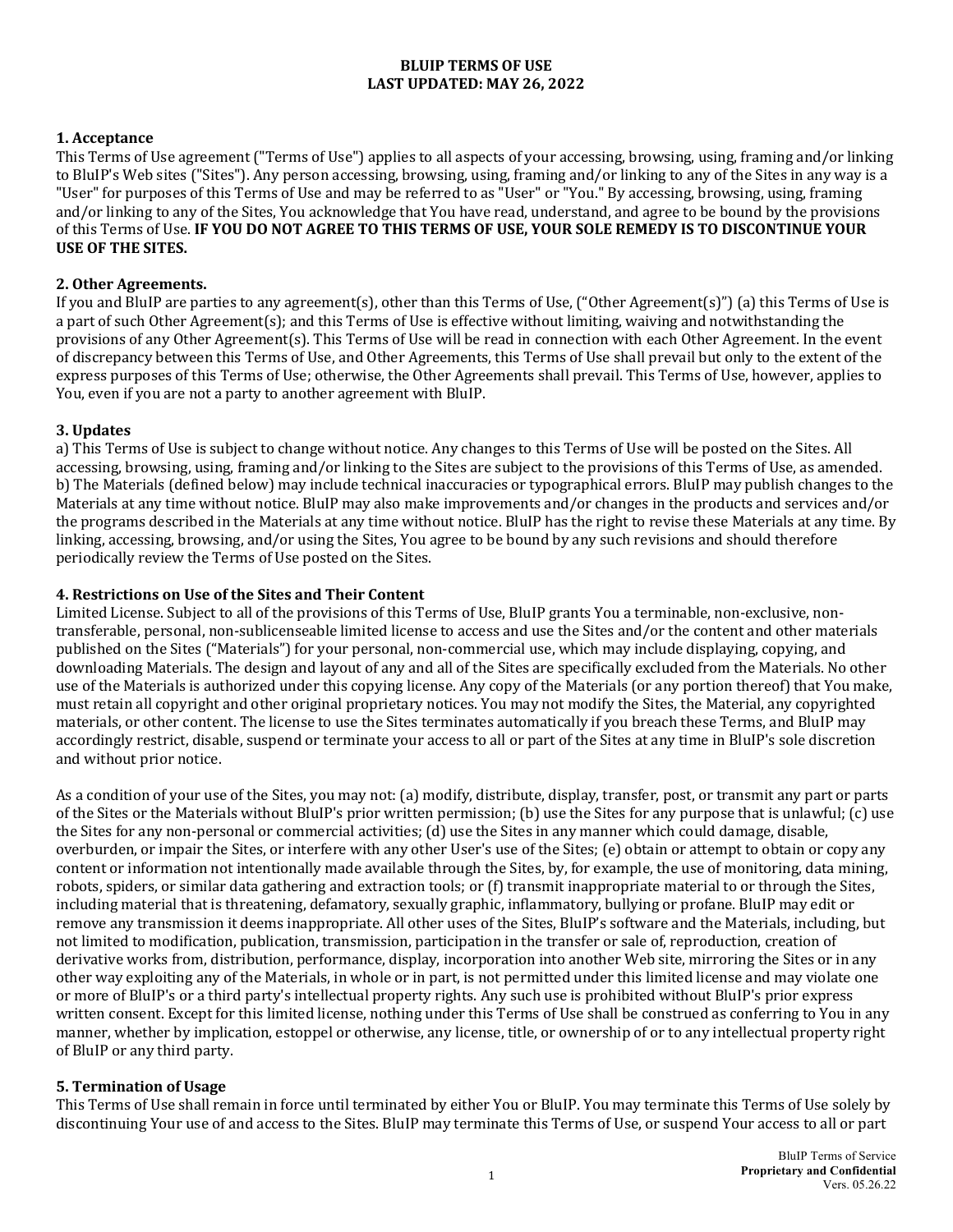# BLUIP TERMS OF USE
# LAST UPDATED: MAY 26, 2022

## 1. Acceptance

This Terms of Use agreement ("Terms of Use") applies to all aspects of your accessing, browsing, using, framing and/or linking to BluIP's Web sites ("Sites"). Any person accessing, browsing, using, framing and/or linking to any of the Sites in any way is a "User" for purposes of this Terms of Use and may be referred to as "User" or "You." By accessing, browsing, using, framing and/or linking to any of the Sites, You acknowledge that You have read, understand, and agree to be bound by the provisions of this Terms of Use. **IF YOU DO NOT AGREE TO THIS TERMS OF USE, YOUR SOLE REMEDY IS TO DISCONTINUE YOUR USE OF THE SITES.**

## 2. Other Agreements.

If you and BluIP are parties to any agreement(s), other than this Terms of Use, ("Other Agreement(s)") (a) this Terms of Use is a part of such Other Agreement(s); and this Terms of Use is effective without limiting, waiving and notwithstanding the provisions of any Other Agreement(s). This Terms of Use will be read in connection with each Other Agreement. In the event of discrepancy between this Terms of Use, and Other Agreements, this Terms of Use shall prevail but only to the extent of the express purposes of this Terms of Use; otherwise, the Other Agreements shall prevail. This Terms of Use, however, applies to You, even if you are not a party to another agreement with BluIP.

## 3. Updates

a) This Terms of Use is subject to change without notice. Any changes to this Terms of Use will be posted on the Sites. All accessing, browsing, using, framing and/or linking to the Sites are subject to the provisions of this Terms of Use, as amended.
b) The Materials (defined below) may include technical inaccuracies or typographical errors. BluIP may publish changes to the Materials at any time without notice. BluIP may also make improvements and/or changes in the products and services and/or the programs described in the Materials at any time without notice. BluIP has the right to revise these Materials at any time. By linking, accessing, browsing, and/or using the Sites, You agree to be bound by any such revisions and should therefore periodically review the Terms of Use posted on the Sites.

## 4. Restrictions on Use of the Sites and Their Content

Limited License. Subject to all of the provisions of this Terms of Use, BluIP grants You a terminable, non-exclusive, non-transferable, personal, non-sublicenseable limited license to access and use the Sites and/or the content and other materials published on the Sites ("Materials") for your personal, non-commercial use, which may include displaying, copying, and downloading Materials. The design and layout of any and all of the Sites are specifically excluded from the Materials. No other use of the Materials is authorized under this copying license. Any copy of the Materials (or any portion thereof) that You make, must retain all copyright and other original proprietary notices. You may not modify the Sites, the Material, any copyrighted materials, or other content. The license to use the Sites terminates automatically if you breach these Terms, and BluIP may accordingly restrict, disable, suspend or terminate your access to all or part of the Sites at any time in BluIP's sole discretion and without prior notice.

As a condition of your use of the Sites, you may not: (a) modify, distribute, display, transfer, post, or transmit any part or parts of the Sites or the Materials without BluIP's prior written permission; (b) use the Sites for any purpose that is unlawful; (c) use the Sites for any non-personal or commercial activities; (d) use the Sites in any manner which could damage, disable, overburden, or impair the Sites, or interfere with any other User's use of the Sites; (e) obtain or attempt to obtain or copy any content or information not intentionally made available through the Sites, by, for example, the use of monitoring, data mining, robots, spiders, or similar data gathering and extraction tools; or (f) transmit inappropriate material to or through the Sites, including material that is threatening, defamatory, sexually graphic, inflammatory, bullying or profane. BluIP may edit or remove any transmission it deems inappropriate. All other uses of the Sites, BluIP's software and the Materials, including, but not limited to modification, publication, transmission, participation in the transfer or sale of, reproduction, creation of derivative works from, distribution, performance, display, incorporation into another Web site, mirroring the Sites or in any other way exploiting any of the Materials, in whole or in part, is not permitted under this limited license and may violate one or more of BluIP's or a third party's intellectual property rights. Any such use is prohibited without BluIP's prior express written consent. Except for this limited license, nothing under this Terms of Use shall be construed as conferring to You in any manner, whether by implication, estoppel or otherwise, any license, title, or ownership of or to any intellectual property right of BluIP or any third party.

## 5. Termination of Usage

This Terms of Use shall remain in force until terminated by either You or BluIP. You may terminate this Terms of Use solely by discontinuing Your use of and access to the Sites. BluIP may terminate this Terms of Use, or suspend Your access to all or part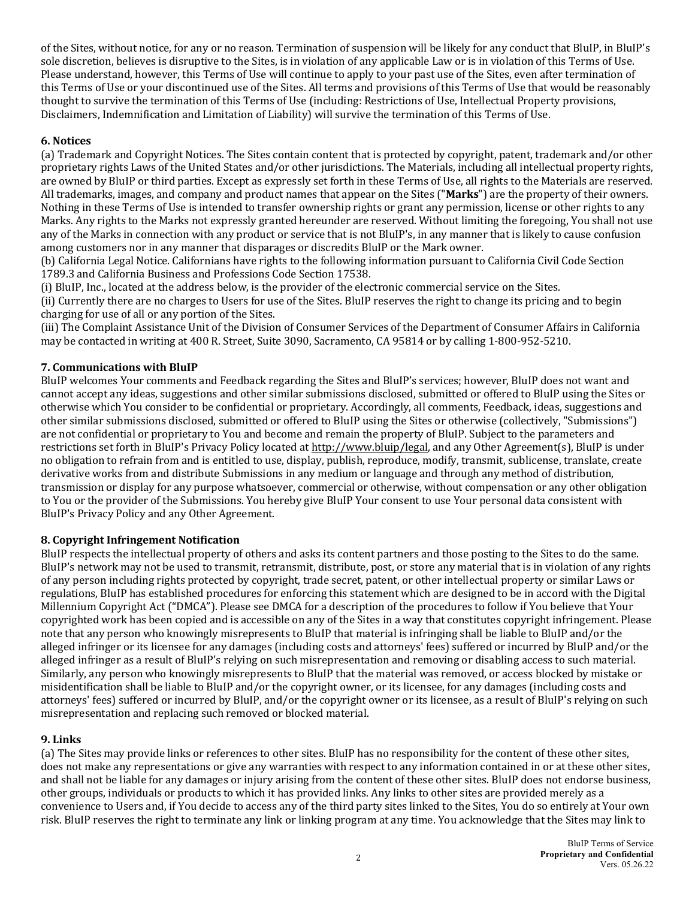of the Sites, without notice, for any or no reason. Termination of suspension will be likely for any conduct that BluIP, in BluIP's sole discretion, believes is disruptive to the Sites, is in violation of any applicable Law or is in violation of this Terms of Use. Please understand, however, this Terms of Use will continue to apply to your past use of the Sites, even after termination of this Terms of Use or your discontinued use of the Sites. All terms and provisions of this Terms of Use that would be reasonably thought to survive the termination of this Terms of Use (including: Restrictions of Use, Intellectual Property provisions, Disclaimers, Indemnification and Limitation of Liability) will survive the termination of this Terms of Use.

### 6. Notices

(a) Trademark and Copyright Notices. The Sites contain content that is protected by copyright, patent, trademark and/or other proprietary rights Laws of the United States and/or other jurisdictions. The Materials, including all intellectual property rights, are owned by BluIP or third parties. Except as expressly set forth in these Terms of Use, all rights to the Materials are reserved. All trademarks, images, and company and product names that appear on the Sites ("**Marks**") are the property of their owners. Nothing in these Terms of Use is intended to transfer ownership rights or grant any permission, license or other rights to any Marks. Any rights to the Marks not expressly granted hereunder are reserved. Without limiting the foregoing, You shall not use any of the Marks in connection with any product or service that is not BluIP's, in any manner that is likely to cause confusion among customers nor in any manner that disparages or discredits BluIP or the Mark owner.

(b) California Legal Notice. Californians have rights to the following information pursuant to California Civil Code Section 1789.3 and California Business and Professions Code Section 17538.

(i) BluIP, Inc., located at the address below, is the provider of the electronic commercial service on the Sites.

(ii) Currently there are no charges to Users for use of the Sites. BluIP reserves the right to change its pricing and to begin charging for use of all or any portion of the Sites.

(iii) The Complaint Assistance Unit of the Division of Consumer Services of the Department of Consumer Affairs in California may be contacted in writing at 400 R. Street, Suite 3090, Sacramento, CA 95814 or by calling 1-800-952-5210.

### 7. Communications with BluIP

BluIP welcomes Your comments and Feedback regarding the Sites and BluIP's services; however, BluIP does not want and cannot accept any ideas, suggestions and other similar submissions disclosed, submitted or offered to BluIP using the Sites or otherwise which You consider to be confidential or proprietary. Accordingly, all comments, Feedback, ideas, suggestions and other similar submissions disclosed, submitted or offered to BluIP using the Sites or otherwise (collectively, "Submissions") are not confidential or proprietary to You and become and remain the property of BluIP. Subject to the parameters and restrictions set forth in BluIP's Privacy Policy located at http://www.bluip/legal, and any Other Agreement(s), BluIP is under no obligation to refrain from and is entitled to use, display, publish, reproduce, modify, transmit, sublicense, translate, create derivative works from and distribute Submissions in any medium or language and through any method of distribution, transmission or display for any purpose whatsoever, commercial or otherwise, without compensation or any other obligation to You or the provider of the Submissions. You hereby give BluIP Your consent to use Your personal data consistent with BluIP's Privacy Policy and any Other Agreement.

### 8. Copyright Infringement Notification

BluIP respects the intellectual property of others and asks its content partners and those posting to the Sites to do the same. BluIP's network may not be used to transmit, retransmit, distribute, post, or store any material that is in violation of any rights of any person including rights protected by copyright, trade secret, patent, or other intellectual property or similar Laws or regulations, BluIP has established procedures for enforcing this statement which are designed to be in accord with the Digital Millennium Copyright Act ("DMCA"). Please see DMCA for a description of the procedures to follow if You believe that Your copyrighted work has been copied and is accessible on any of the Sites in a way that constitutes copyright infringement. Please note that any person who knowingly misrepresents to BluIP that material is infringing shall be liable to BluIP and/or the alleged infringer or its licensee for any damages (including costs and attorneys' fees) suffered or incurred by BluIP and/or the alleged infringer as a result of BluIP's relying on such misrepresentation and removing or disabling access to such material. Similarly, any person who knowingly misrepresents to BluIP that the material was removed, or access blocked by mistake or misidentification shall be liable to BluIP and/or the copyright owner, or its licensee, for any damages (including costs and attorneys' fees) suffered or incurred by BluIP, and/or the copyright owner or its licensee, as a result of BluIP's relying on such misrepresentation and replacing such removed or blocked material.

### 9. Links

(a) The Sites may provide links or references to other sites. BluIP has no responsibility for the content of these other sites, does not make any representations or give any warranties with respect to any information contained in or at these other sites, and shall not be liable for any damages or injury arising from the content of these other sites. BluIP does not endorse business, other groups, individuals or products to which it has provided links. Any links to other sites are provided merely as a convenience to Users and, if You decide to access any of the third party sites linked to the Sites, You do so entirely at Your own risk. BluIP reserves the right to terminate any link or linking program at any time. You acknowledge that the Sites may link to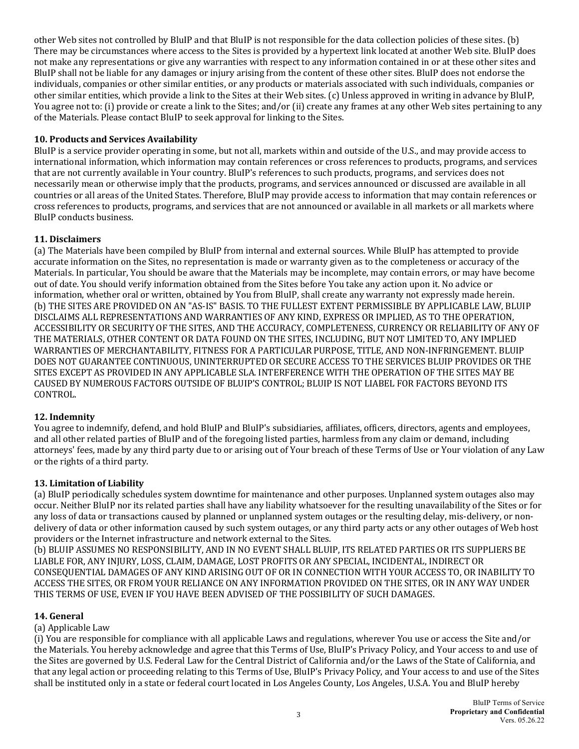other Web sites not controlled by BluIP and that BluIP is not responsible for the data collection policies of these sites. (b) There may be circumstances where access to the Sites is provided by a hypertext link located at another Web site. BluIP does not make any representations or give any warranties with respect to any information contained in or at these other sites and BluIP shall not be liable for any damages or injury arising from the content of these other sites. BluIP does not endorse the individuals, companies or other similar entities, or any products or materials associated with such individuals, companies or other similar entities, which provide a link to the Sites at their Web sites. (c) Unless approved in writing in advance by BluIP, You agree not to: (i) provide or create a link to the Sites; and/or (ii) create any frames at any other Web sites pertaining to any of the Materials. Please contact BluIP to seek approval for linking to the Sites.

**10. Products and Services Availability**

BluIP is a service provider operating in some, but not all, markets within and outside of the U.S., and may provide access to international information, which information may contain references or cross references to products, programs, and services that are not currently available in Your country. BluIP's references to such products, programs, and services does not necessarily mean or otherwise imply that the products, programs, and services announced or discussed are available in all countries or all areas of the United States. Therefore, BluIP may provide access to information that may contain references or cross references to products, programs, and services that are not announced or available in all markets or all markets where BluIP conducts business.

**11. Disclaimers**

(a) The Materials have been compiled by BluIP from internal and external sources. While BluIP has attempted to provide accurate information on the Sites, no representation is made or warranty given as to the completeness or accuracy of the Materials. In particular, You should be aware that the Materials may be incomplete, may contain errors, or may have become out of date. You should verify information obtained from the Sites before You take any action upon it. No advice or information, whether oral or written, obtained by You from BluIP, shall create any warranty not expressly made herein.
(b) THE SITES ARE PROVIDED ON AN "AS-IS" BASIS. TO THE FULLEST EXTENT PERMISSIBLE BY APPLICABLE LAW, BLUIP DISCLAIMS ALL REPRESENTATIONS AND WARRANTIES OF ANY KIND, EXPRESS OR IMPLIED, AS TO THE OPERATION, ACCESSIBILITY OR SECURITY OF THE SITES, AND THE ACCURACY, COMPLETENESS, CURRENCY OR RELIABILITY OF ANY OF THE MATERIALS, OTHER CONTENT OR DATA FOUND ON THE SITES, INCLUDING, BUT NOT LIMITED TO, ANY IMPLIED WARRANTIES OF MERCHANTABILITY, FITNESS FOR A PARTICULAR PURPOSE, TITLE, AND NON-INFRINGEMENT. BLUIP DOES NOT GUARANTEE CONTINUOUS, UNINTERRUPTED OR SECURE ACCESS TO THE SERVICES BLUIP PROVIDES OR THE SITES EXCEPT AS PROVIDED IN ANY APPLICABLE SLA. INTERFERENCE WITH THE OPERATION OF THE SITES MAY BE CAUSED BY NUMEROUS FACTORS OUTSIDE OF BLUIP'S CONTROL; BLUIP IS NOT LIABEL FOR FACTORS BEYOND ITS CONTROL.

**12. Indemnity**

You agree to indemnify, defend, and hold BluIP and BluIP's subsidiaries, affiliates, officers, directors, agents and employees, and all other related parties of BluIP and of the foregoing listed parties, harmless from any claim or demand, including attorneys' fees, made by any third party due to or arising out of Your breach of these Terms of Use or Your violation of any Law or the rights of a third party.

**13. Limitation of Liability**

(a) BluIP periodically schedules system downtime for maintenance and other purposes. Unplanned system outages also may occur. Neither BluIP nor its related parties shall have any liability whatsoever for the resulting unavailability of the Sites or for any loss of data or transactions caused by planned or unplanned system outages or the resulting delay, mis-delivery, or non-delivery of data or other information caused by such system outages, or any third party acts or any other outages of Web host providers or the Internet infrastructure and network external to the Sites.
(b) BLUIP ASSUMES NO RESPONSIBILITY, AND IN NO EVENT SHALL BLUIP, ITS RELATED PARTIES OR ITS SUPPLIERS BE LIABLE FOR, ANY INJURY, LOSS, CLAIM, DAMAGE, LOST PROFITS OR ANY SPECIAL, INCIDENTAL, INDIRECT OR CONSEQUENTIAL DAMAGES OF ANY KIND ARISING OUT OF OR IN CONNECTION WITH YOUR ACCESS TO, OR INABILITY TO ACCESS THE SITES, OR FROM YOUR RELIANCE ON ANY INFORMATION PROVIDED ON THE SITES, OR IN ANY WAY UNDER THIS TERMS OF USE, EVEN IF YOU HAVE BEEN ADVISED OF THE POSSIBILITY OF SUCH DAMAGES.

**14. General**

(a) Applicable Law

(i) You are responsible for compliance with all applicable Laws and regulations, wherever You use or access the Site and/or the Materials. You hereby acknowledge and agree that this Terms of Use, BluIP's Privacy Policy, and Your access to and use of the Sites are governed by U.S. Federal Law for the Central District of California and/or the Laws of the State of California, and that any legal action or proceeding relating to this Terms of Use, BluIP's Privacy Policy, and Your access to and use of the Sites shall be instituted only in a state or federal court located in Los Angeles County, Los Angeles, U.S.A. You and BluIP hereby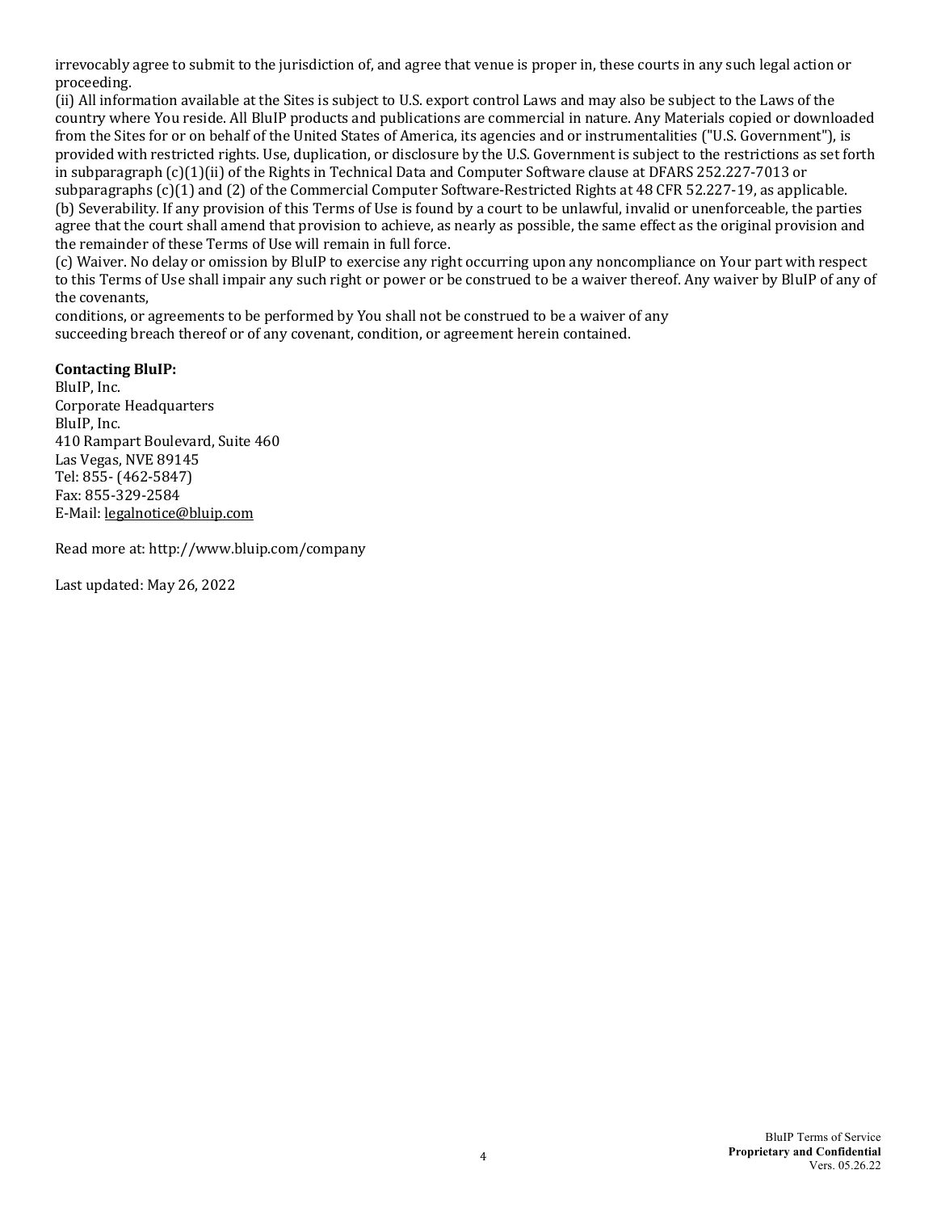irrevocably agree to submit to the jurisdiction of, and agree that venue is proper in, these courts in any such legal action or proceeding.

(ii) All information available at the Sites is subject to U.S. export control Laws and may also be subject to the Laws of the country where You reside. All BluIP products and publications are commercial in nature. Any Materials copied or downloaded from the Sites for or on behalf of the United States of America, its agencies and or instrumentalities ("U.S. Government"), is provided with restricted rights. Use, duplication, or disclosure by the U.S. Government is subject to the restrictions as set forth in subparagraph (c)(1)(ii) of the Rights in Technical Data and Computer Software clause at DFARS 252.227-7013 or subparagraphs (c)(1) and (2) of the Commercial Computer Software-Restricted Rights at 48 CFR 52.227-19, as applicable.

(b) Severability. If any provision of this Terms of Use is found by a court to be unlawful, invalid or unenforceable, the parties agree that the court shall amend that provision to achieve, as nearly as possible, the same effect as the original provision and the remainder of these Terms of Use will remain in full force.

(c) Waiver. No delay or omission by BluIP to exercise any right occurring upon any noncompliance on Your part with respect to this Terms of Use shall impair any such right or power or be construed to be a waiver thereof. Any waiver by BluIP of any of the covenants,
conditions, or agreements to be performed by You shall not be construed to be a waiver of any
succeeding breach thereof or of any covenant, condition, or agreement herein contained.

**Contacting BluIP:**
BluIP, Inc.
Corporate Headquarters
BluIP, Inc.
410 Rampart Boulevard, Suite 460
Las Vegas, NVE 89145
Tel: 855- (462-5847)
Fax: 855-329-2584
E-Mail: legalnotice@bluip.com

Read more at: http://www.bluip.com/company

Last updated: May 26, 2022